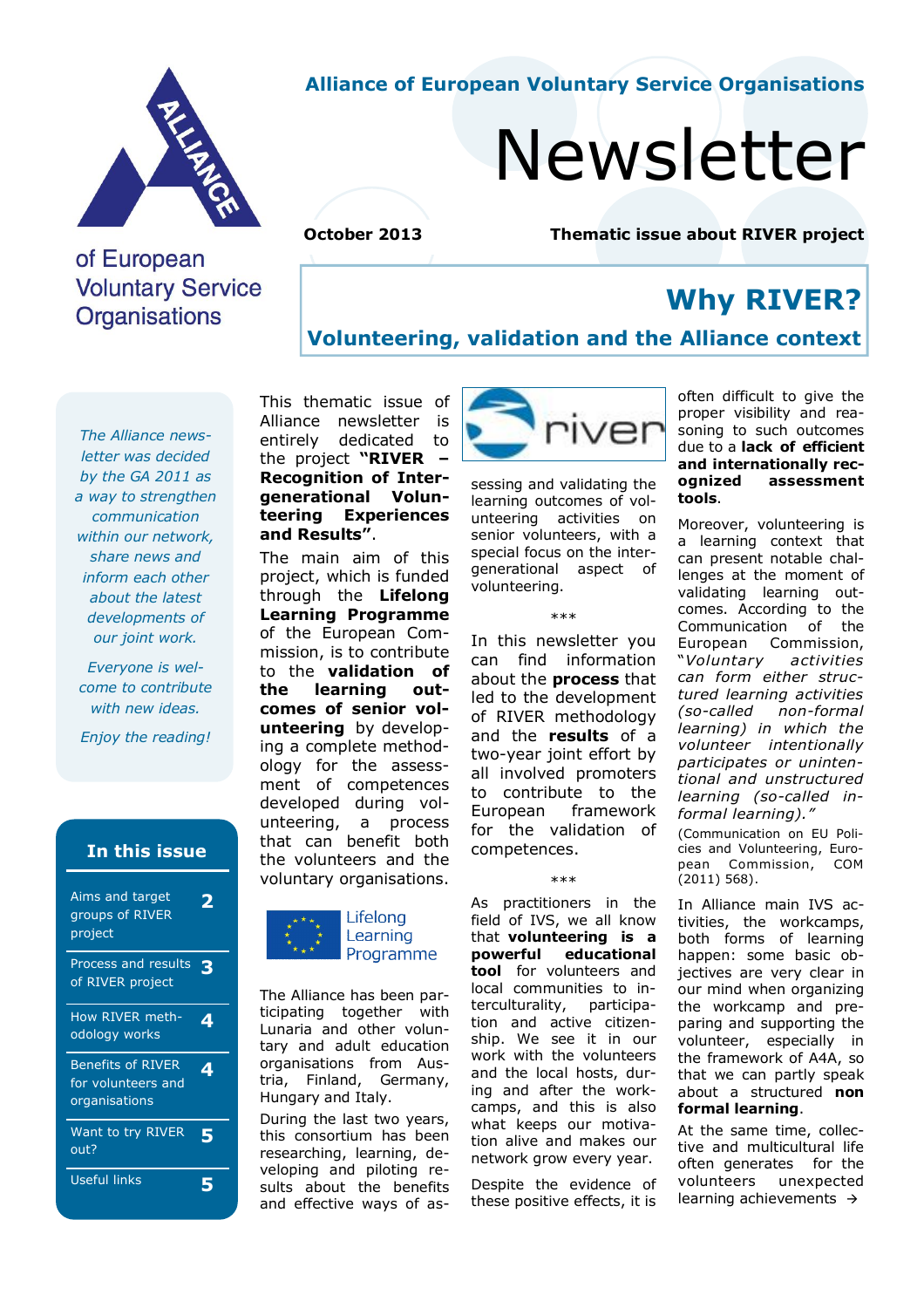# Alliance of European Voluntary Service Organisations Newsletter

October 2013

Thematic issue about RIVER project

## Why RIVER?

### Volunteering, validation and the Alliance context

*The Alliance newsletter was decided by the GA 2011 as a way to strengthen communication within our network, share news and inform each other about the latest developments of our joint work.*

*Everyone is welcome to contribute with new ideas.*

*Enjoy the reading!*

**In this issue**

| | |
|---|---|
| Aims and target groups of RIVER project | 2 |
| Process and results of RIVER project | 3 |
| How RIVER methodology works | 4 |
| Benefits of RIVER for volunteers and organisations | 4 |
| Want to try RIVER out? | 5 |
| Useful links | 5 |

This thematic issue of Alliance newsletter is entirely dedicated to the project **"RIVER – Recognition of Intergenerational Volunteering Experiences and Results"**.

The main aim of this project, which is funded through the **Lifelong Learning Programme** of the European Commission, is to contribute to the **validation of the learning outcomes of senior volunteering** by developing a complete methodology for the assessment of competences developed during volunteering, a process that can benefit both the volunteers and the voluntary organisations.

Lifelong Learning Programme

The Alliance has been participating together with Lunaria and other voluntary and adult education organisations from Austria, Finland, Germany, Hungary and Italy.

During the last two years, this consortium has been researching, learning, developing and piloting results about the benefits and effective ways of assessing and validating the learning outcomes of volunteering activities on senior volunteers, with a special focus on the intergenerational aspect of volunteering.

\*\*\*

In this newsletter you can find information about the **process** that led to the development of RIVER methodology and the **results** of a two-year joint effort by all involved promoters to contribute to the European framework for the validation of competences.

\*\*\*

As practitioners in the field of IVS, we all know that **volunteering is a powerful educational tool** for volunteers and local communities to interculturality, participation and active citizenship. We see it in our work with the volunteers and the local hosts, during and after the workcamps, and this is also what keeps our motivation alive and makes our network grow every year.

Despite the evidence of these positive effects, it is often difficult to give the proper visibility and reasoning to such outcomes due to a **lack of efficient and internationally recognized assessment tools**.

Moreover, volunteering is a learning context that can present notable challenges at the moment of validating learning outcomes. According to the Communication of the European Commission, "*Voluntary activities can form either structured learning activities (so-called non-formal learning) in which the volunteer intentionally participates or unintentional and unstructured learning (so-called informal learning).*"

(Communication on EU Policies and Volunteering, European Commission, COM (2011) 568).

In Alliance main IVS activities, the workcamps, both forms of learning happen: some basic objectives are very clear in our mind when organizing the workcamp and preparing and supporting the volunteer, especially in the framework of A4A, so that we can partly speak about a structured **non formal learning**.

At the same time, collective and multicultural life often generates for the volunteers unexpected learning achievements →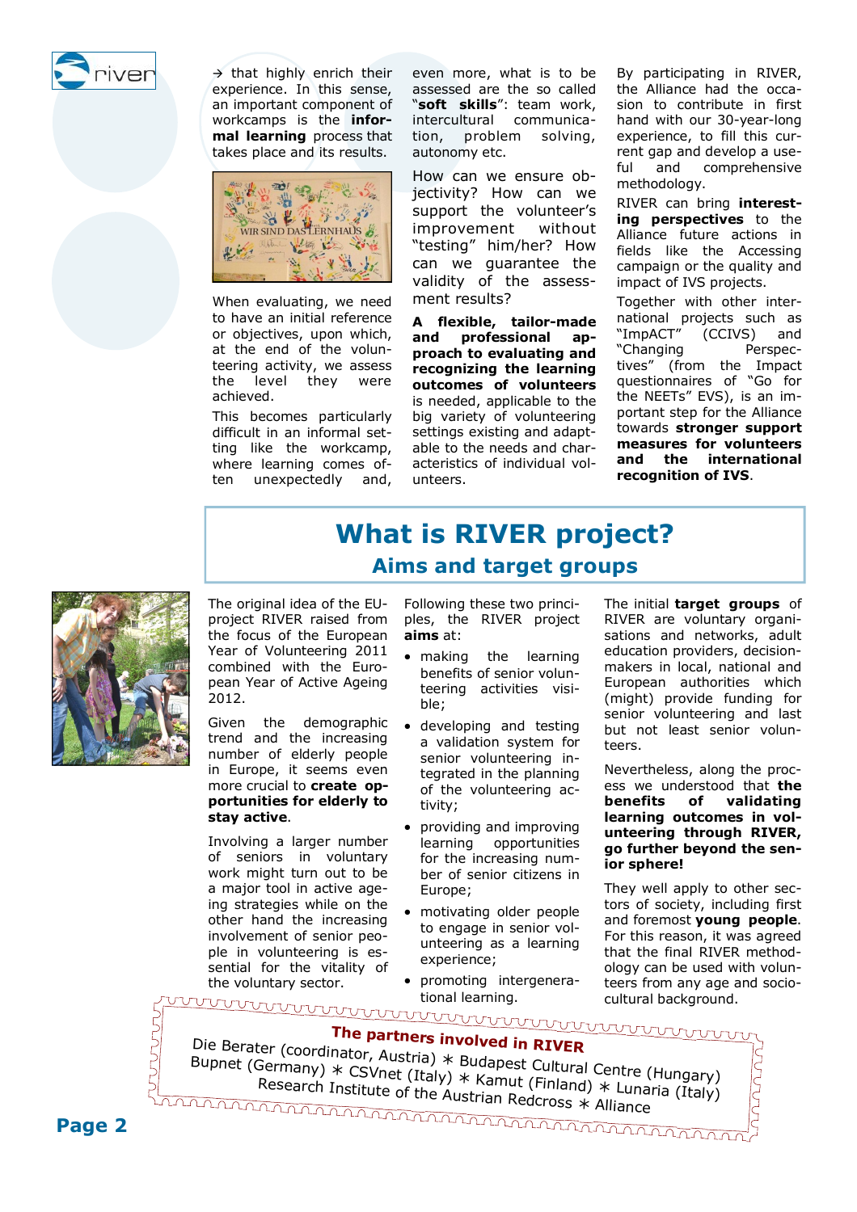→ that highly enrich their experience. In this sense, an important component of workcamps is the **informal learning** process that takes place and its results.

When evaluating, we need to have an initial reference or objectives, upon which, at the end of the volunteering activity, we assess the level they were achieved.

This becomes particularly difficult in an informal setting like the workcamp, where learning comes often unexpectedly and, even more, what is to be assessed are the so called "**soft skills**": team work, intercultural communication, problem solving, autonomy etc.

How can we ensure objectivity? How can we support the volunteer's improvement without "testing" him/her? How can we guarantee the validity of the assessment results?

**A flexible, tailor-made and professional approach to evaluating and recognizing the learning outcomes of volunteers** is needed, applicable to the big variety of volunteering settings existing and adaptable to the needs and characteristics of individual volunteers.

By participating in RIVER, the Alliance had the occasion to contribute in first hand with our 30-year-long experience, to fill this current gap and develop a useful and comprehensive methodology.

RIVER can bring **interesting perspectives** to the Alliance future actions in fields like the Accessing campaign or the quality and impact of IVS projects.

Together with other international projects such as "ImpACT" (CCIVS) and "Changing Perspectives" (from the Impact questionnaires of "Go for the NEETs" EVS), is an important step for the Alliance towards **stronger support measures for volunteers and the international recognition of IVS**.

# What is RIVER project?

## Aims and target groups

The original idea of the EU-project RIVER raised from the focus of the European Year of Volunteering 2011 combined with the European Year of Active Ageing 2012.

Given the demographic trend and the increasing number of elderly people in Europe, it seems even more crucial to **create opportunities for elderly to stay active**.

Involving a larger number of seniors in voluntary work might turn out to be a major tool in active ageing strategies while on the other hand the increasing involvement of senior people in volunteering is essential for the vitality of the voluntary sector.

Following these two principles, the RIVER project **aims** at:

- making the learning benefits of senior volunteering activities visible;
- developing and testing a validation system for senior volunteering integrated in the planning of the volunteering activity;
- providing and improving learning opportunities for the increasing number of senior citizens in Europe;
- motivating older people to engage in senior volunteering as a learning experience;
- promoting intergenerational learning.

The initial **target groups** of RIVER are voluntary organisations and networks, adult education providers, decision-makers in local, national and European authorities which (might) provide funding for senior volunteering and last but not least senior volunteers.

Nevertheless, along the process we understood that **the benefits of validating learning outcomes in volunteering through RIVER, go further beyond the senior sphere!**

They well apply to other sectors of society, including first and foremost **young people**. For this reason, it was agreed that the final RIVER methodology can be used with volunteers from any age and socio-cultural background.

**The partners involved in RIVER**

Die Berater (coordinator, Austria) ∗ Budapest Cultural Centre (Hungary) Bupnet (Germany) ∗ CSVnet (Italy) ∗ Kamut (Finland) ∗ Lunaria (Italy) Research Institute of the Austrian Redcross ∗ Alliance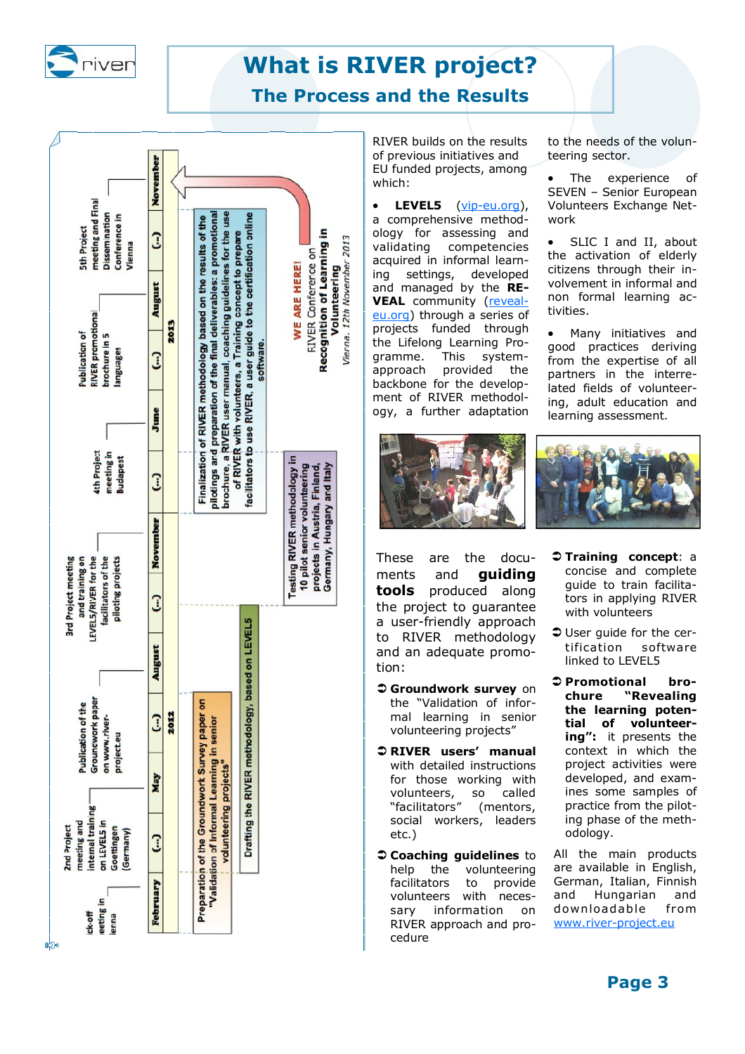# What is RIVER project?

## The Process and the Results

Kick-off meeting in Vienna

2nd Project meeting and internal training on LEVEL5 in Goettingen (Germany)

Publication of the Grounwork paper on www.river-project.eu

3rd Project meeting and training on LEVEL5/RIVER for the facilitators of the piloting projects

4th Project meeting in Budapest

Publication of RIVER promotional brochure in 5 languages

5th Project meeting and Final Dissemination Conference in Vienna

| February | (...) | May | (...) | August | (...) | November | (...) | June | (...) | August | (...) | November |
|---|---|---|---|---|---|---|---|---|---|---|---|---|
| 2012 | | | | | | | 2013 | | | | | |

Preparation of the Groundwork Survey paper on "Validation of Informal Learning in senior volunteering projects"

Drafting the RIVER methodology, based on LEVEL5

Testing RIVER methodology in 10 pilot senior volunteering projects in Austria, Finland, Germany, Hungary and Italy

Finalization of RIVER methodology based on the results of the pilotings and preparation of the final deliverables: a promotional brochure, a RIVER user manual, coaching guidelines for the use of RIVER with volunteers, a Training concept to prepare facilitators to use RIVER, a user guide to the certification online software.

WE ARE HERE!
RIVER Conference on **Recognition of Learning in Volunteering**
*Vienna, 12th November 2013*

RIVER builds on the results of previous initiatives and EU funded projects, among which:

- **LEVEL5** (vip-eu.org), a comprehensive methodology for assessing and validating competencies acquired in informal learning settings, developed and managed by the **REVEAL** community (reveal-eu.org) through a series of projects funded through the Lifelong Learning Programme. This systemic approach provided the backbone for the development of RIVER methodology, a further adaptation to the needs of the volunteering sector.
- The experience of SEVEN – Senior European Volunteers Exchange Network
- SLIC I and II, about the activation of elderly citizens through their involvement in informal and non formal learning activities.
- Many initiatives and good practices deriving from the expertise of all partners in the interrelated fields of volunteering, adult education and learning assessment.

These are the documents and **guiding tools** produced along the project to guarantee a user-friendly approach to RIVER methodology and an adequate promotion:

- **Groundwork survey** on the "Validation of informal learning in senior volunteering projects"
- **RIVER users' manual** with detailed instructions for those working with volunteers, so called "facilitators" (mentors, social workers, leaders etc.)
- **Coaching guidelines** to help the volunteering facilitators to provide volunteers with necessary information on RIVER approach and procedure
- **Training concept**: a concise and complete guide to train facilitators in applying RIVER with volunteers
- User guide for the certification software linked to LEVEL5
- **Promotional brochure "Revealing the learning potential of volunteering"**: it presents the context in which the project activities were developed, and examines some samples of practice from the piloting phase of the methodology.

All the main products are available in English, German, Italian, Finnish and Hungarian and downloadable from www.river-project.eu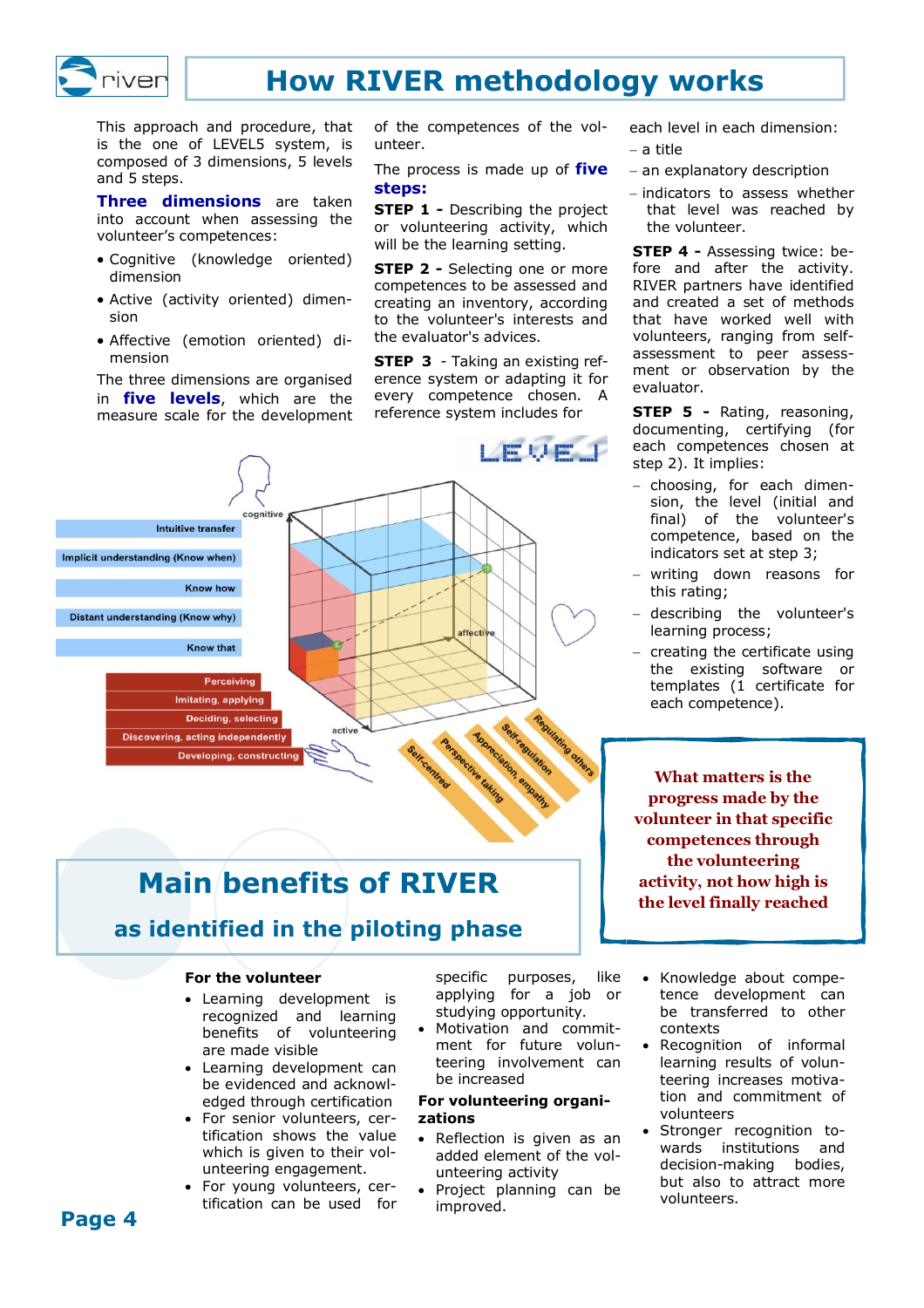# How RIVER methodology works

This approach and procedure, that is the one of LEVEL5 system, is composed of 3 dimensions, 5 levels and 5 steps.

**Three dimensions** are taken into account when assessing the volunteer's competences:

- Cognitive (knowledge oriented) dimension
- Active (activity oriented) dimension
- Affective (emotion oriented) dimension

The three dimensions are organised in **five levels**, which are the measure scale for the development of the competences of the volunteer.

The process is made up of **five steps:**

**STEP 1 -** Describing the project or volunteering activity, which will be the learning setting.

**STEP 2 -** Selecting one or more competences to be assessed and creating an inventory, according to the volunteer's interests and the evaluator's advices.

**STEP 3** - Taking an existing reference system or adapting it for every competence chosen. A reference system includes for each level in each dimension:

- a title
- an explanatory description
- indicators to assess whether that level was reached by the volunteer.

**STEP 4 -** Assessing twice: before and after the activity. RIVER partners have identified and created a set of methods that have worked well with volunteers, ranging from self-assessment to peer assessment or observation by the evaluator.

**STEP 5 -** Rating, reasoning, documenting, certifying (for each competences chosen at step 2). It implies:

- choosing, for each dimension, the level (initial and final) of the volunteer's competence, based on the indicators set at step 3;
- writing down reasons for this rating;
- describing the volunteer's learning process;
- creating the certificate using the existing software or templates (1 certificate for each competence).

**What matters is the progress made by the volunteer in that specific competences through the volunteering activity, not how high is the level finally reached**

## Main benefits of RIVER

### as identified in the piloting phase

**For the volunteer**

- Learning development is recognized and learning benefits of volunteering are made visible
- Learning development can be evidenced and acknowledged through certification
- For senior volunteers, certification shows the value which is given to their volunteering engagement.
- For young volunteers, certification can be used for specific purposes, like applying for a job or studying opportunity.
- Motivation and commitment for future volunteering involvement can be increased

**For volunteering organizations**

- Reflection is given as an added element of the volunteering activity
- Project planning can be improved.
- Knowledge about competence development can be transferred to other contexts
- Recognition of informal learning results of volunteering increases motivation and commitment of volunteers
- Stronger recognition towards institutions and decision-making bodies, but also to attract more volunteers.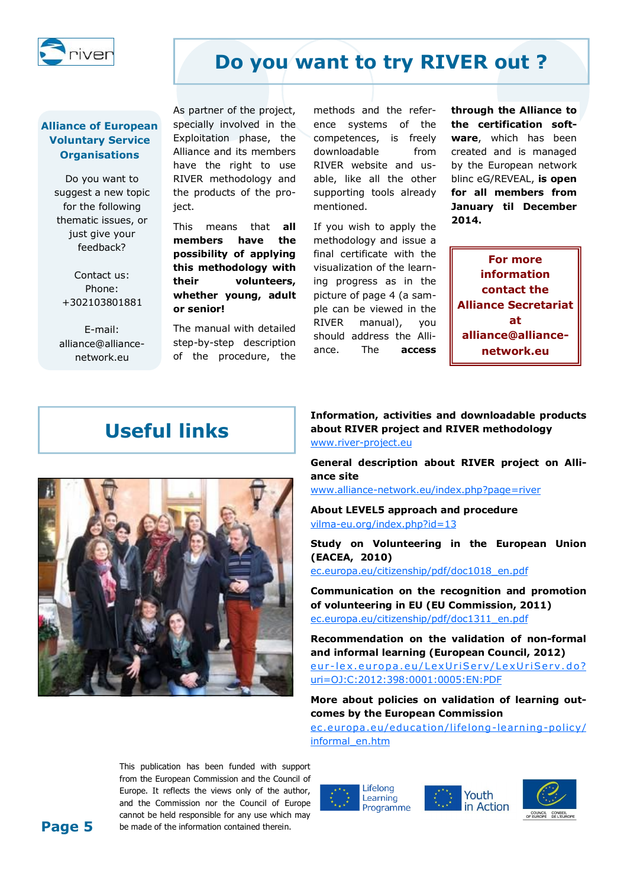# Do you want to try RIVER out ?

### Alliance of European Voluntary Service Organisations

Do you want to suggest a new topic for the following thematic issues, or just give your feedback?

Contact us:
Phone:
+302103801881

E-mail:
alliance@alliance-network.eu

As partner of the project, specially involved in the Exploitation phase, the Alliance and its members have the right to use RIVER methodology and the products of the project.

This means that **all members have the possibility of applying this methodology with their volunteers, whether young, adult or senior!**

The manual with detailed step-by-step description of the procedure, the methods and the reference systems of the competences, is freely downloadable from RIVER website and usable, like all the other supporting tools already mentioned.

If you wish to apply the methodology and issue a final certificate with the final visualization of the learning progress as in the picture of page 4 (a sample can be viewed in the RIVER manual), you should address the Alliance. The **access through the Alliance to the certification software**, which has been created and is managed by the European network blinc eG/REVEAL, **is open for all members from January til December 2014.**

**For more information contact the Alliance Secretariat at alliance@alliance-network.eu**

# Useful links

**Information, activities and downloadable products about RIVER project and RIVER methodology**
www.river-project.eu

**General description about RIVER project on Alliance site**
www.alliance-network.eu/index.php?page=river

**About LEVEL5 approach and procedure**
vilma-eu.org/index.php?id=13

**Study on Volunteering in the European Union (EACEA, 2010)**
ec.europa.eu/citizenship/pdf/doc1018_en.pdf

**Communication on the recognition and promotion of volunteering in EU (EU Commission, 2011)**
ec.europa.eu/citizenship/pdf/doc1311_en.pdf

**Recommendation on the validation of non-formal and informal learning (European Council, 2012)**
eur-lex.europa.eu/LexUriServ/LexUriServ.do?uri=OJ:C:2012:398:0001:0005:EN:PDF

**More about policies on validation of learning outcomes by the European Commission**
ec.europa.eu/education/lifelong-learning-policy/informal_en.htm

This publication has been funded with support from the European Commission and the Council of Europe. It reflects the views only of the author, and the Commission nor the Council of Europe cannot be held responsible for any use which may be made of the information contained therein.

Lifelong Learning Programme

Youth in Action

COUNCIL OF EUROPE CONSEIL DE L'EUROPE